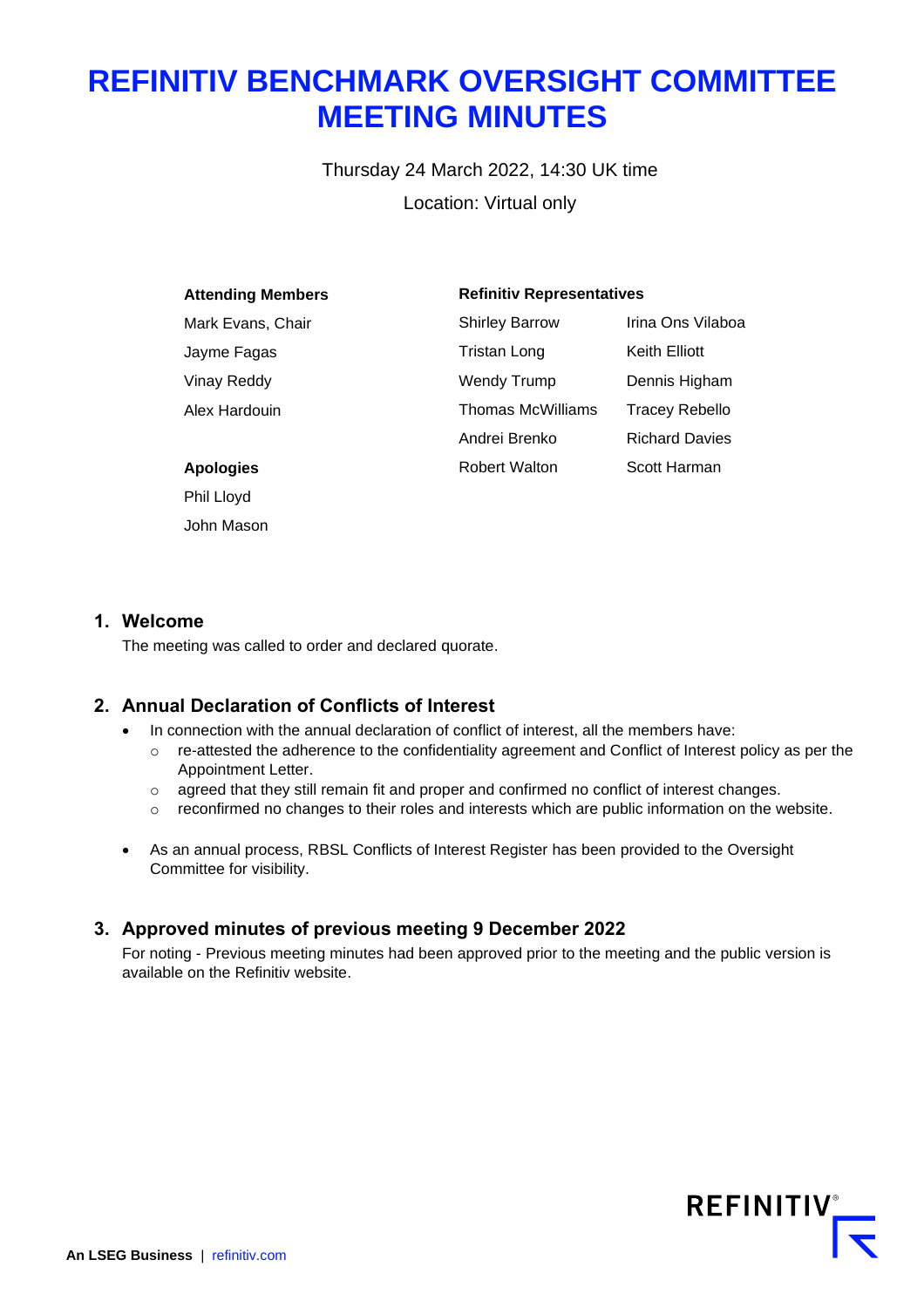# REFINITIV BENCHMARK OVERSIGHT COMMITTEE MEETING MINUTES

Thursday 24 March 2022, 14:30 UK time

Location: Virtual only

**Attending Members**

Mark Evans, Chair
Jayme Fagas
Vinay Reddy
Alex Hardouin

**Apologies**

Phil Lloyd
John Mason

**Refinitiv Representatives**

| | |
|---|---|
| Shirley Barrow | Irina Ons Vilaboa |
| Tristan Long | Keith Elliott |
| Wendy Trump | Dennis Higham |
| Thomas McWilliams | Tracey Rebello |
| Andrei Brenko | Richard Davies |
| Robert Walton | Scott Harman |

## 1. Welcome

The meeting was called to order and declared quorate.

## 2. Annual Declaration of Conflicts of Interest

- In connection with the annual declaration of conflict of interest, all the members have:
  - re-attested the adherence to the confidentiality agreement and Conflict of Interest policy as per the Appointment Letter.
  - agreed that they still remain fit and proper and confirmed no conflict of interest changes.
  - reconfirmed no changes to their roles and interests which are public information on the website.

- As an annual process, RBSL Conflicts of Interest Register has been provided to the Oversight Committee for visibility.

## 3. Approved minutes of previous meeting 9 December 2022

For noting - Previous meeting minutes had been approved prior to the meeting and the public version is available on the Refinitiv website.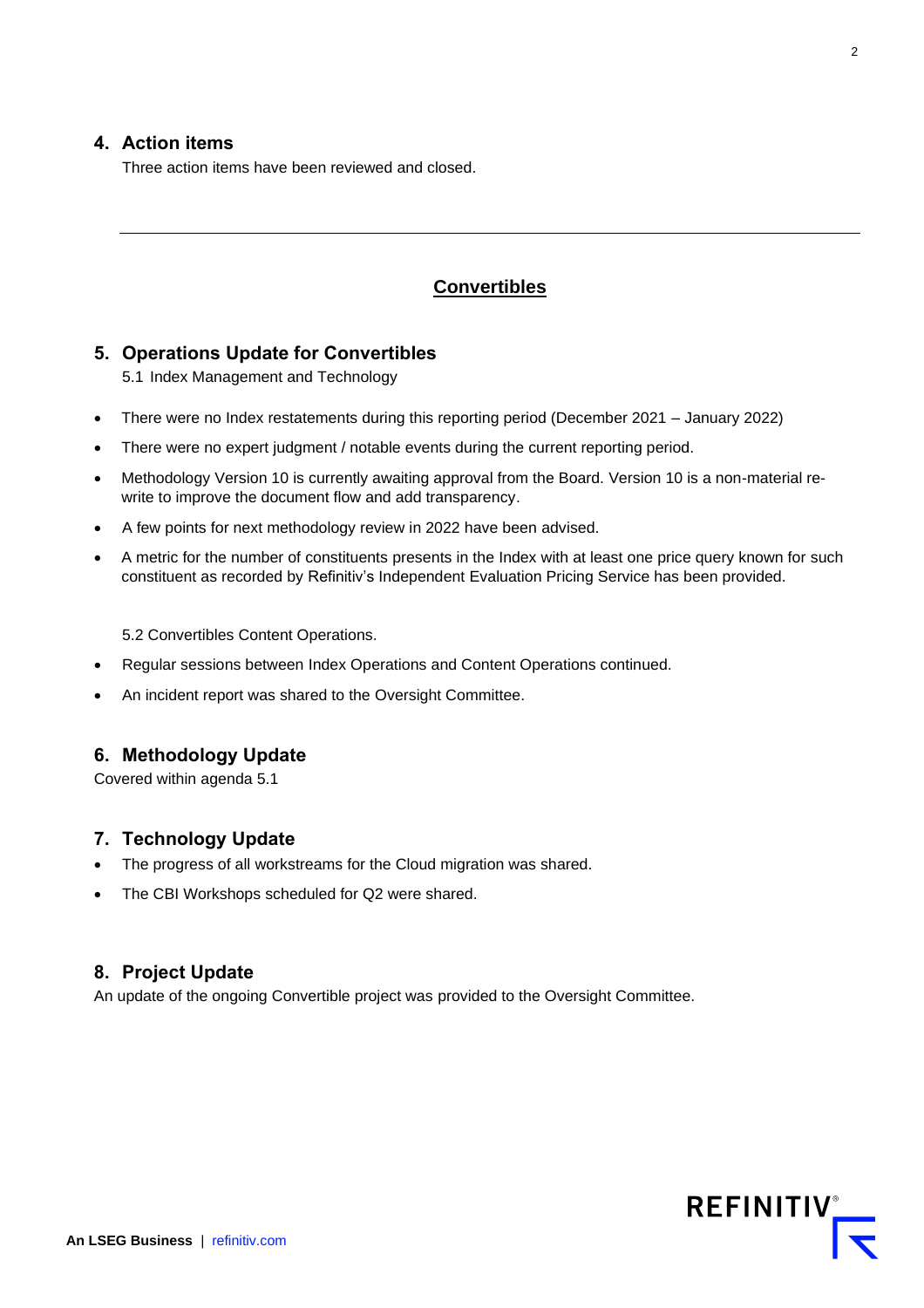## 4. Action items

Three action items have been reviewed and closed.

---

## Convertibles

## 5. Operations Update for Convertibles

5.1 Index Management and Technology

- There were no Index restatements during this reporting period (December 2021 – January 2022)
- There were no expert judgment / notable events during the current reporting period.
- Methodology Version 10 is currently awaiting approval from the Board. Version 10 is a non-material re-write to improve the document flow and add transparency.
- A few points for next methodology review in 2022 have been advised.
- A metric for the number of constituents presents in the Index with at least one price query known for such constituent as recorded by Refinitiv's Independent Evaluation Pricing Service has been provided.

5.2 Convertibles Content Operations.

- Regular sessions between Index Operations and Content Operations continued.
- An incident report was shared to the Oversight Committee.

## 6. Methodology Update

Covered within agenda 5.1

## 7. Technology Update

- The progress of all workstreams for the Cloud migration was shared.
- The CBI Workshops scheduled for Q2 were shared.

## 8. Project Update

An update of the ongoing Convertible project was provided to the Oversight Committee.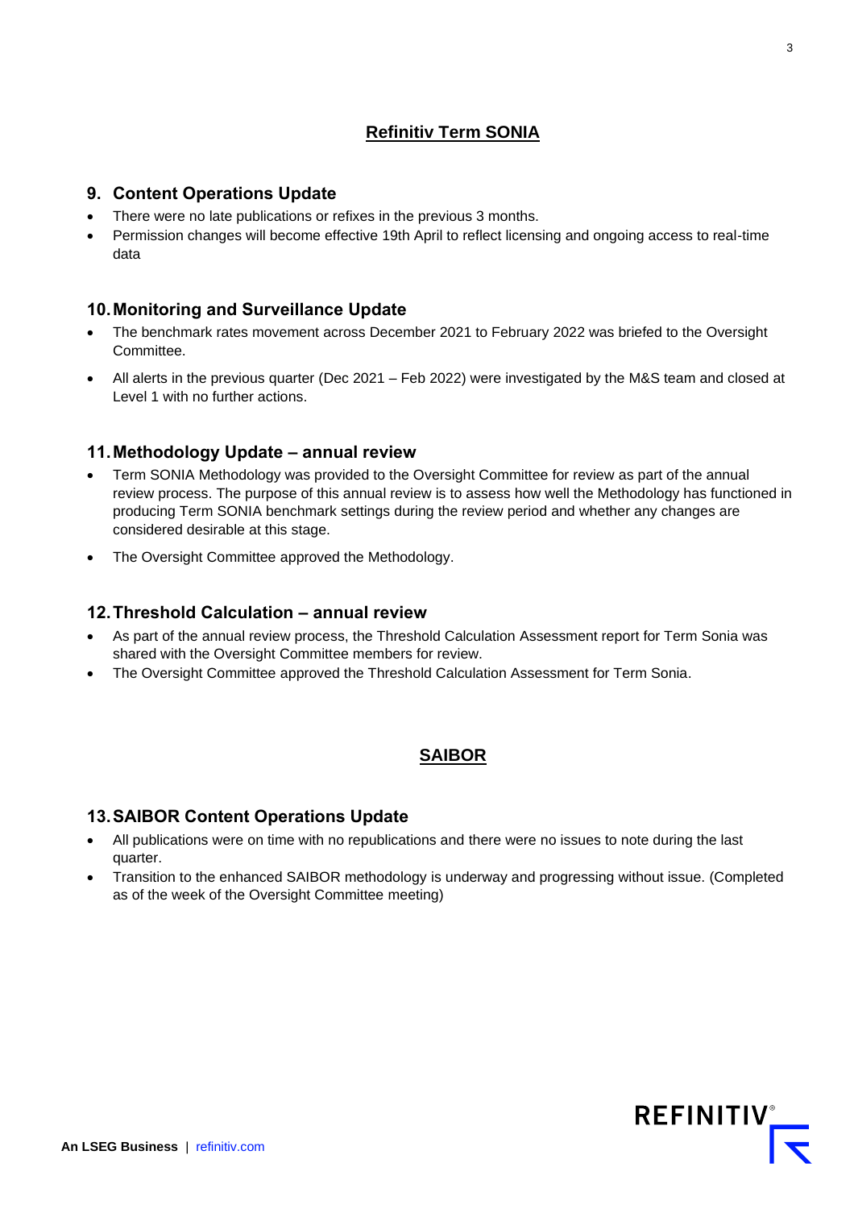## Refinitiv Term SONIA

### 9. Content Operations Update

- There were no late publications or refixes in the previous 3 months.
- Permission changes will become effective 19th April to reflect licensing and ongoing access to real-time data

### 10. Monitoring and Surveillance Update

- The benchmark rates movement across December 2021 to February 2022 was briefed to the Oversight Committee.
- All alerts in the previous quarter (Dec 2021 – Feb 2022) were investigated by the M&S team and closed at Level 1 with no further actions.

### 11. Methodology Update – annual review

- Term SONIA Methodology was provided to the Oversight Committee for review as part of the annual review process. The purpose of this annual review is to assess how well the Methodology has functioned in producing Term SONIA benchmark settings during the review period and whether any changes are considered desirable at this stage.
- The Oversight Committee approved the Methodology.

### 12. Threshold Calculation – annual review

- As part of the annual review process, the Threshold Calculation Assessment report for Term Sonia was shared with the Oversight Committee members for review.
- The Oversight Committee approved the Threshold Calculation Assessment for Term Sonia.

## SAIBOR

### 13. SAIBOR Content Operations Update

- All publications were on time with no republications and there were no issues to note during the last quarter.
- Transition to the enhanced SAIBOR methodology is underway and progressing without issue. (Completed as of the week of the Oversight Committee meeting)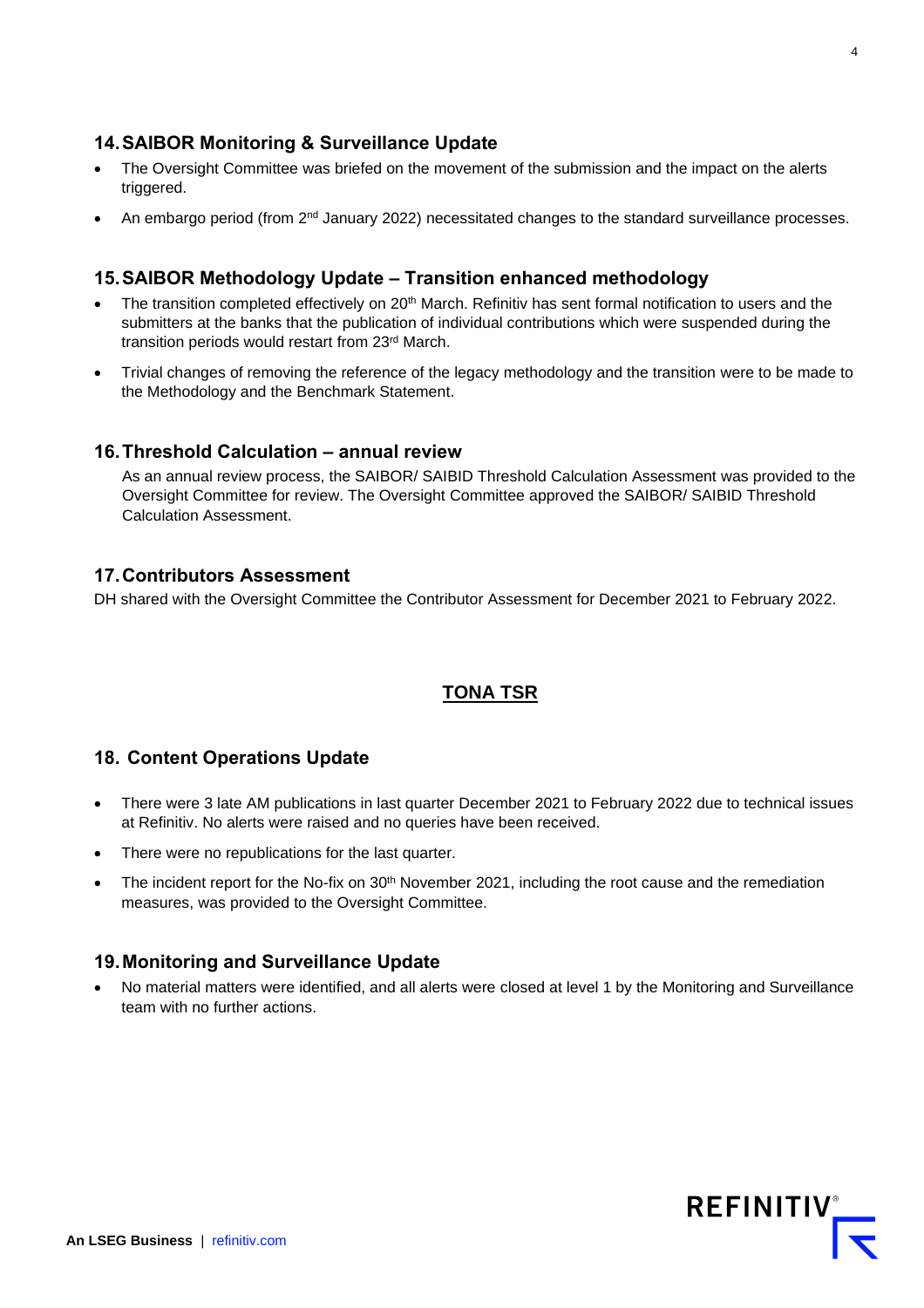## 14. SAIBOR Monitoring & Surveillance Update

- The Oversight Committee was briefed on the movement of the submission and the impact on the alerts triggered.
- An embargo period (from 2nd January 2022) necessitated changes to the standard surveillance processes.

## 15. SAIBOR Methodology Update – Transition enhanced methodology

- The transition completed effectively on 20th March. Refinitiv has sent formal notification to users and the submitters at the banks that the publication of individual contributions which were suspended during the transition periods would restart from 23rd March.
- Trivial changes of removing the reference of the legacy methodology and the transition were to be made to the Methodology and the Benchmark Statement.

## 16. Threshold Calculation – annual review

As an annual review process, the SAIBOR/ SAIBID Threshold Calculation Assessment was provided to the Oversight Committee for review. The Oversight Committee approved the SAIBOR/ SAIBID Threshold Calculation Assessment.

## 17. Contributors Assessment

DH shared with the Oversight Committee the Contributor Assessment for December 2021 to February 2022.

# TONA TSR

## 18. Content Operations Update

- There were 3 late AM publications in last quarter December 2021 to February 2022 due to technical issues at Refinitiv. No alerts were raised and no queries have been received.
- There were no republications for the last quarter.
- The incident report for the No-fix on 30th November 2021, including the root cause and the remediation measures, was provided to the Oversight Committee.

## 19. Monitoring and Surveillance Update

- No material matters were identified, and all alerts were closed at level 1 by the Monitoring and Surveillance team with no further actions.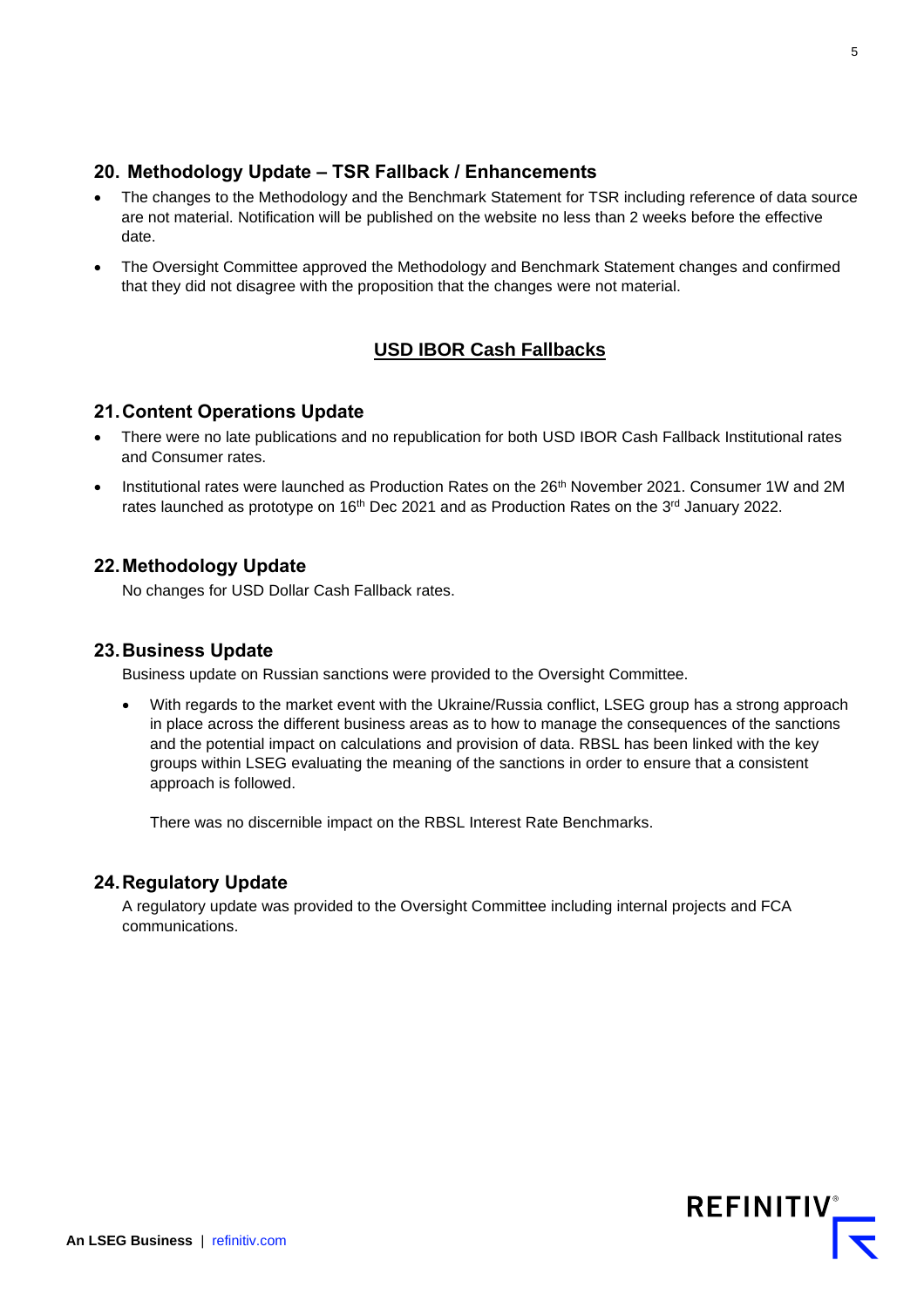## 20. Methodology Update – TSR Fallback / Enhancements

- The changes to the Methodology and the Benchmark Statement for TSR including reference of data source are not material. Notification will be published on the website no less than 2 weeks before the effective date.
- The Oversight Committee approved the Methodology and Benchmark Statement changes and confirmed that they did not disagree with the proposition that the changes were not material.

# USD IBOR Cash Fallbacks

## 21. Content Operations Update

- There were no late publications and no republication for both USD IBOR Cash Fallback Institutional rates and Consumer rates.
- Institutional rates were launched as Production Rates on the 26th November 2021. Consumer 1W and 2M rates launched as prototype on 16th Dec 2021 and as Production Rates on the 3rd January 2022.

## 22. Methodology Update

No changes for USD Dollar Cash Fallback rates.

## 23. Business Update

Business update on Russian sanctions were provided to the Oversight Committee.

- With regards to the market event with the Ukraine/Russia conflict, LSEG group has a strong approach in place across the different business areas as to how to manage the consequences of the sanctions and the potential impact on calculations and provision of data. RBSL has been linked with the key groups within LSEG evaluating the meaning of the sanctions in order to ensure that a consistent approach is followed.

  There was no discernible impact on the RBSL Interest Rate Benchmarks.

## 24. Regulatory Update

A regulatory update was provided to the Oversight Committee including internal projects and FCA communications.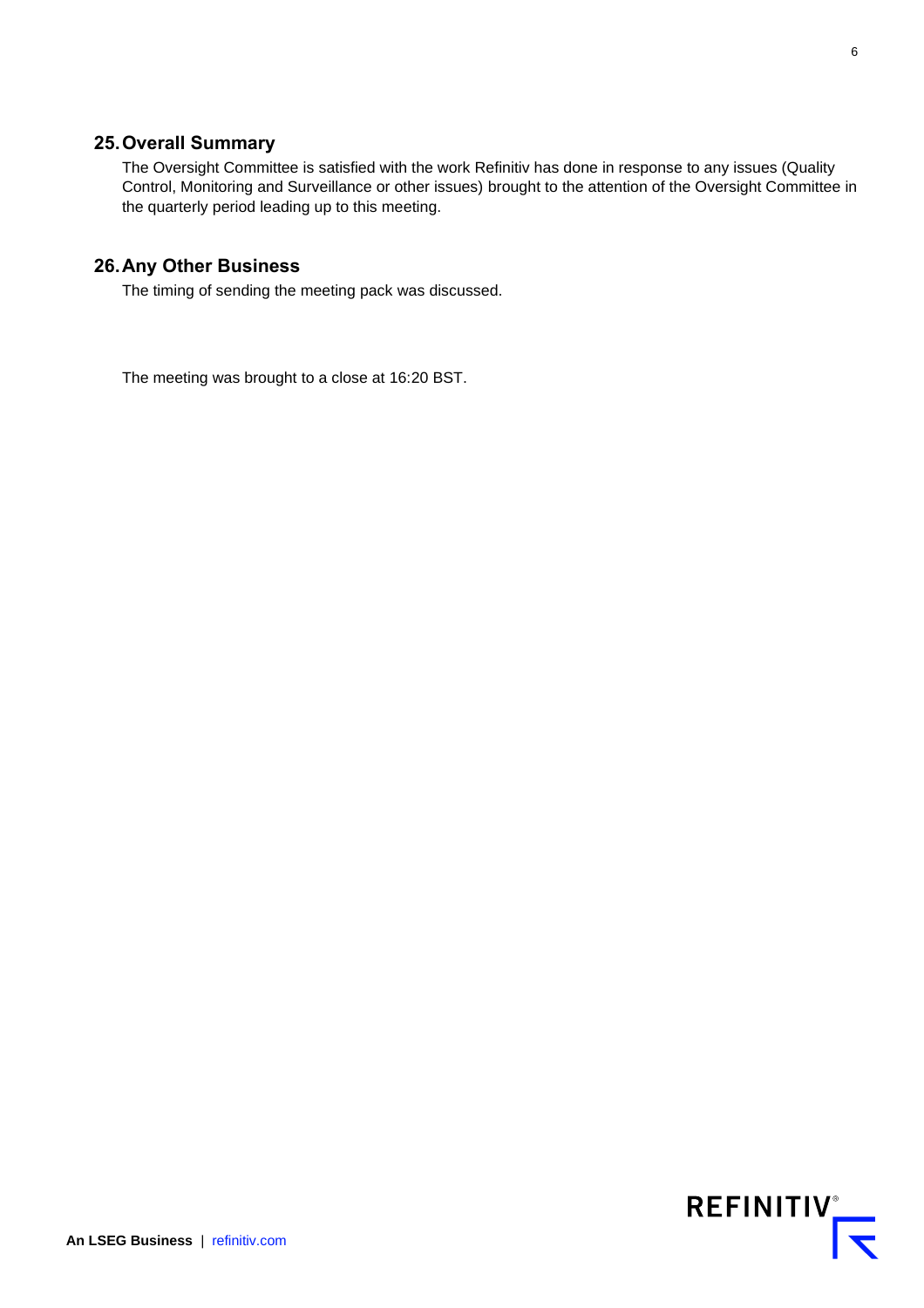## 25. Overall Summary

The Oversight Committee is satisfied with the work Refinitiv has done in response to any issues (Quality Control, Monitoring and Surveillance or other issues) brought to the attention of the Oversight Committee in the quarterly period leading up to this meeting.

## 26. Any Other Business

The timing of sending the meeting pack was discussed.

The meeting was brought to a close at 16:20 BST.